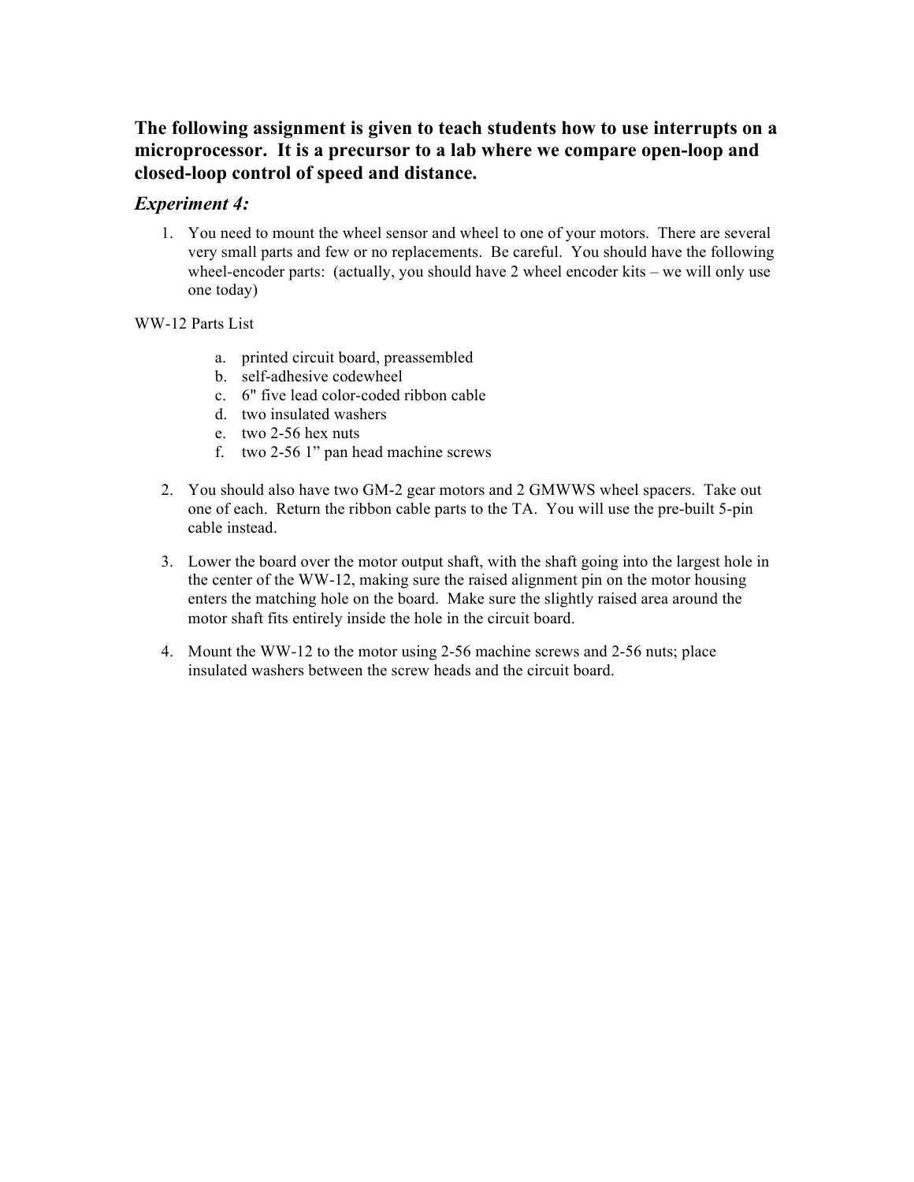**The following assignment is given to teach students how to use interrupts on a microprocessor. It is a precursor to a lab where we compare open-loop and closed-loop control of speed and distance.**

## *Experiment 4:*

1. You need to mount the wheel sensor and wheel to one of your motors. There are several very small parts and few or no replacements. Be careful. You should have the following wheel-encoder parts: (actually, you should have 2 wheel encoder kits – we will only use one today)

WW-12 Parts List

   a. printed circuit board, preassembled
   b. self-adhesive codewheel
   c. 6" five lead color-coded ribbon cable
   d. two insulated washers
   e. two 2-56 hex nuts
   f. two 2-56 1" pan head machine screws

2. You should also have two GM-2 gear motors and 2 GMWWS wheel spacers. Take out one of each. Return the ribbon cable parts to the TA. You will use the pre-built 5-pin cable instead.

3. Lower the board over the motor output shaft, with the shaft going into the largest hole in the center of the WW-12, making sure the raised alignment pin on the motor housing enters the matching hole on the board. Make sure the slightly raised area around the motor shaft fits entirely inside the hole in the circuit board.

4. Mount the WW-12 to the motor using 2-56 machine screws and 2-56 nuts; place insulated washers between the screw heads and the circuit board.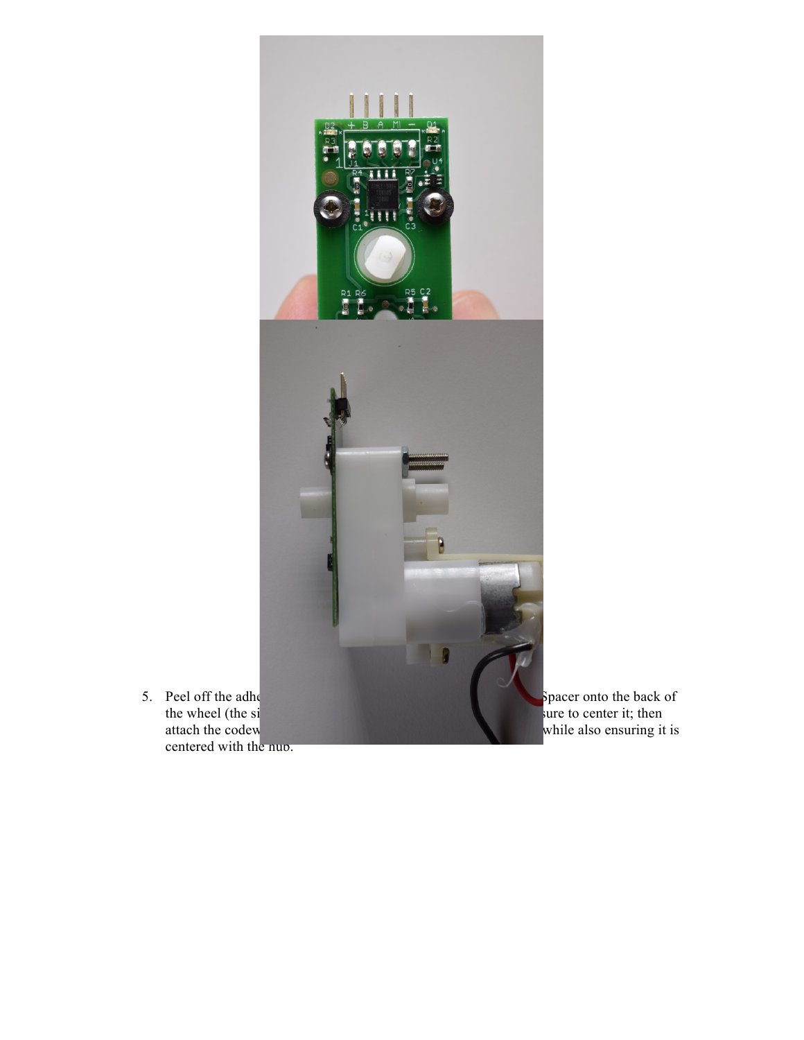5. Peel off the adhe Spacer onto the back of the wheel (the si sure to center it; then attach the codew while also ensuring it is centered with the hub.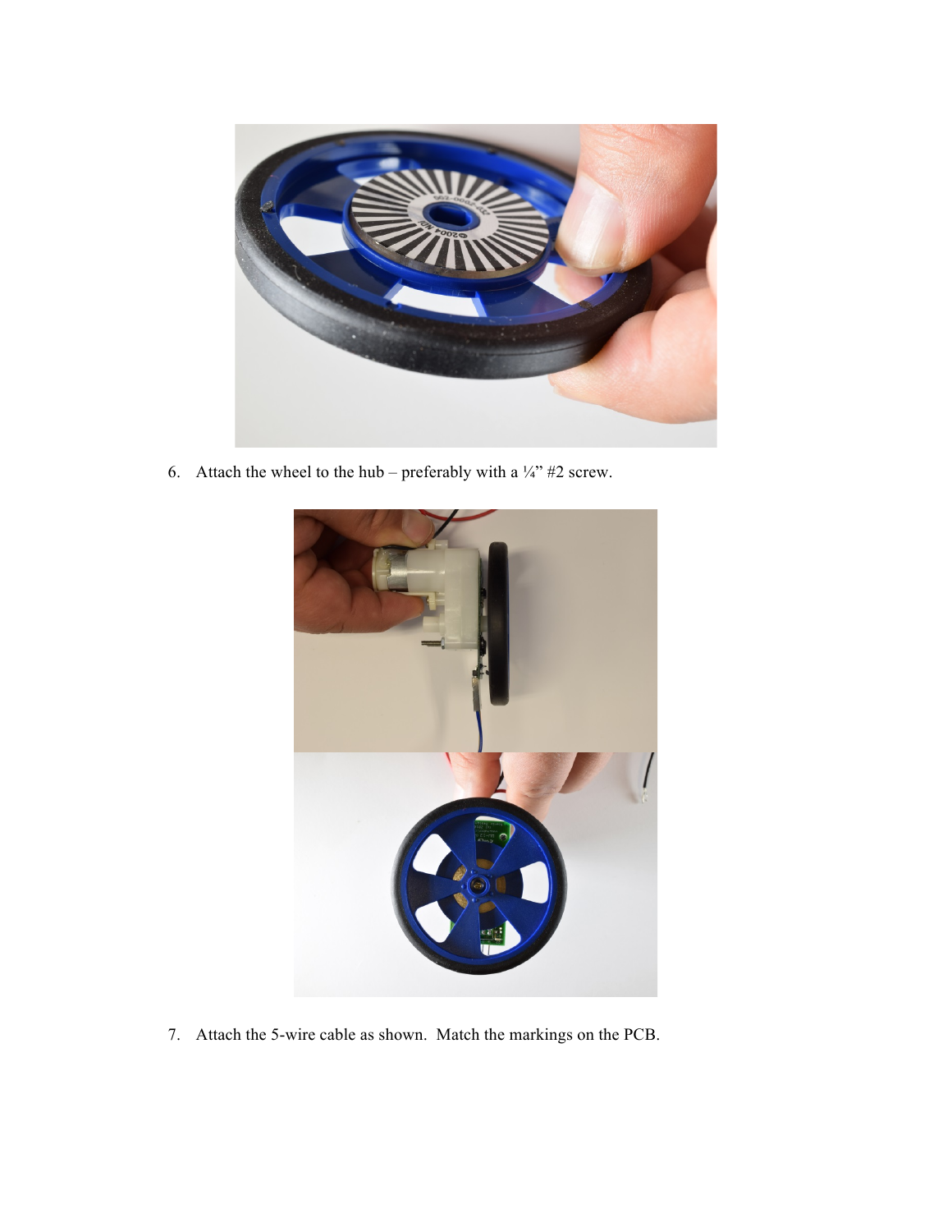6. Attach the wheel to the hub – preferably with a ¼" #2 screw.

7. Attach the 5-wire cable as shown. Match the markings on the PCB.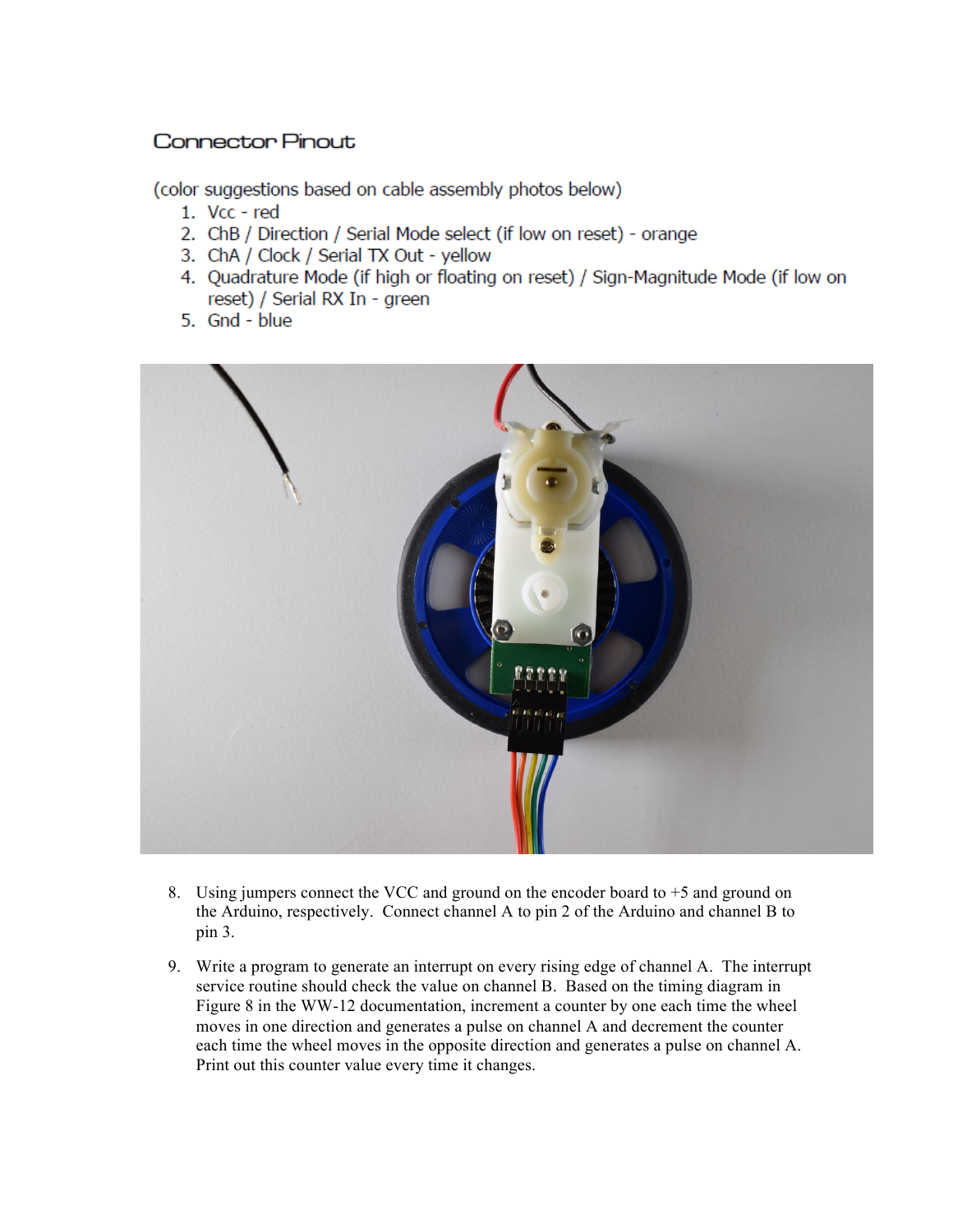## Connector Pinout

(color suggestions based on cable assembly photos below)

1. Vcc - red
2. ChB / Direction / Serial Mode select (if low on reset) - orange
3. ChA / Clock / Serial TX Out - yellow
4. Quadrature Mode (if high or floating on reset) / Sign-Magnitude Mode (if low on reset) / Serial RX In - green
5. Gnd - blue

8. Using jumpers connect the VCC and ground on the encoder board to +5 and ground on the Arduino, respectively. Connect channel A to pin 2 of the Arduino and channel B to pin 3.

9. Write a program to generate an interrupt on every rising edge of channel A. The interrupt service routine should check the value on channel B. Based on the timing diagram in Figure 8 in the WW-12 documentation, increment a counter by one each time the wheel moves in one direction and generates a pulse on channel A and decrement the counter each time the wheel moves in the opposite direction and generates a pulse on channel A. Print out this counter value every time it changes.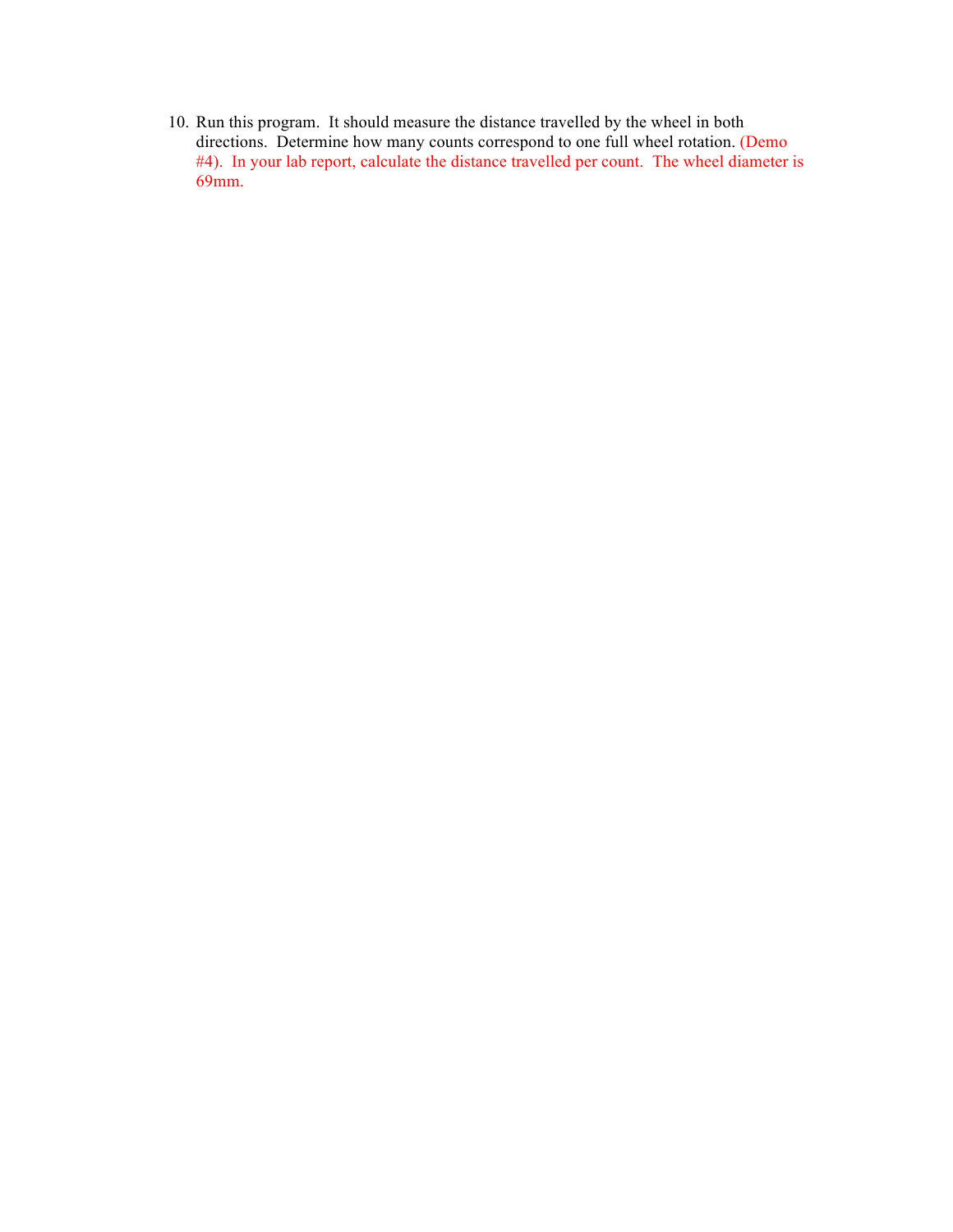10. Run this program. It should measure the distance travelled by the wheel in both directions. Determine how many counts correspond to one full wheel rotation. (Demo #4). In your lab report, calculate the distance travelled per count. The wheel diameter is 69mm.